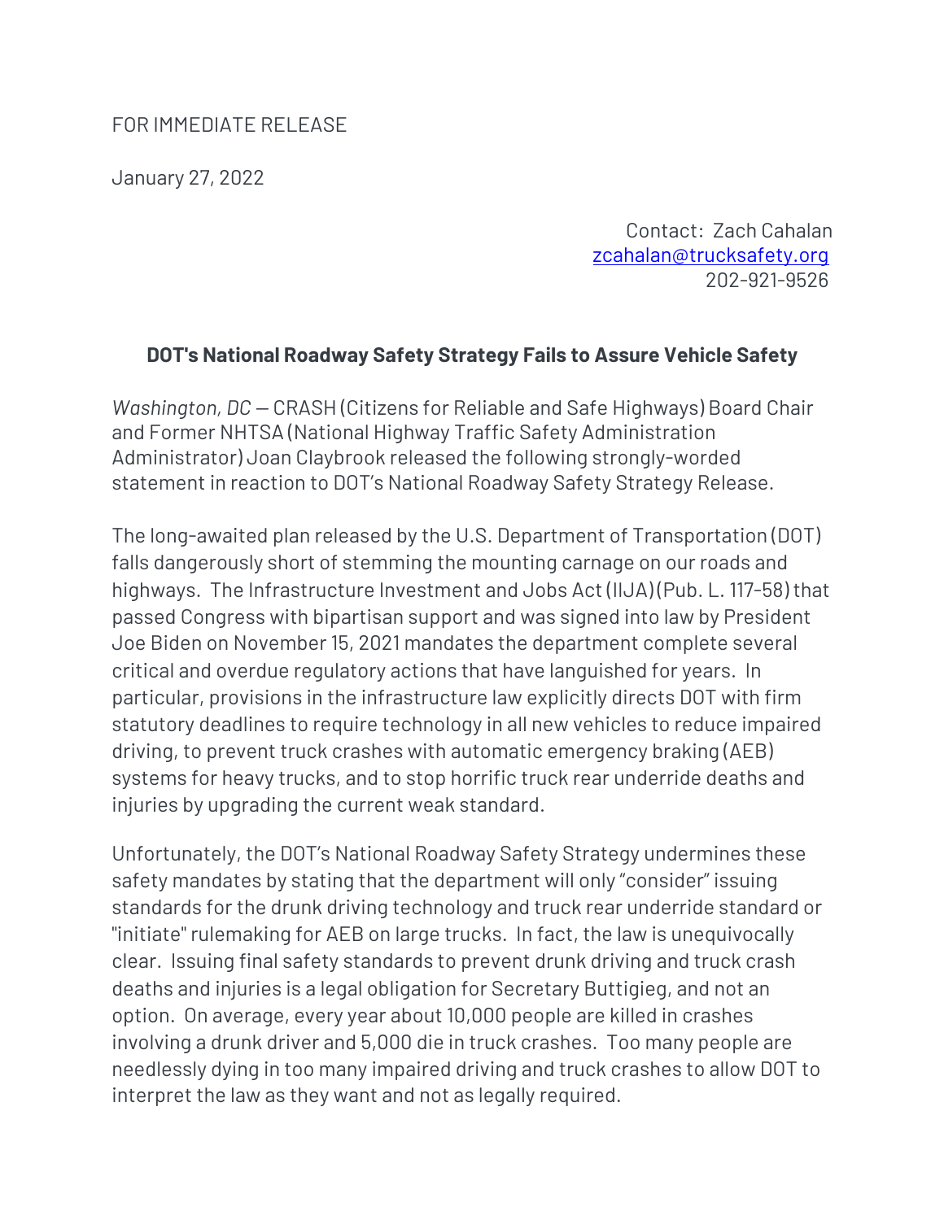FOR IMMEDIATE RELEASE

January 27, 2022

Contact: Zach Cahalan
zcahalan@trucksafety.org
202-921-9526

**DOT's National Roadway Safety Strategy Fails to Assure Vehicle Safety**

*Washington, DC* — CRASH (Citizens for Reliable and Safe Highways) Board Chair and Former NHTSA (National Highway Traffic Safety Administration Administrator) Joan Claybrook released the following strongly-worded statement in reaction to DOT's National Roadway Safety Strategy Release.

The long-awaited plan released by the U.S. Department of Transportation (DOT) falls dangerously short of stemming the mounting carnage on our roads and highways. The Infrastructure Investment and Jobs Act (IIJA) (Pub. L. 117-58) that passed Congress with bipartisan support and was signed into law by President Joe Biden on November 15, 2021 mandates the department complete several critical and overdue regulatory actions that have languished for years. In particular, provisions in the infrastructure law explicitly directs DOT with firm statutory deadlines to require technology in all new vehicles to reduce impaired driving, to prevent truck crashes with automatic emergency braking (AEB) systems for heavy trucks, and to stop horrific truck rear underride deaths and injuries by upgrading the current weak standard.

Unfortunately, the DOT's National Roadway Safety Strategy undermines these safety mandates by stating that the department will only "consider" issuing standards for the drunk driving technology and truck rear underride standard or "initiate" rulemaking for AEB on large trucks. In fact, the law is unequivocally clear. Issuing final safety standards to prevent drunk driving and truck crash deaths and injuries is a legal obligation for Secretary Buttigieg, and not an option. On average, every year about 10,000 people are killed in crashes involving a drunk driver and 5,000 die in truck crashes. Too many people are needlessly dying in too many impaired driving and truck crashes to allow DOT to interpret the law as they want and not as legally required.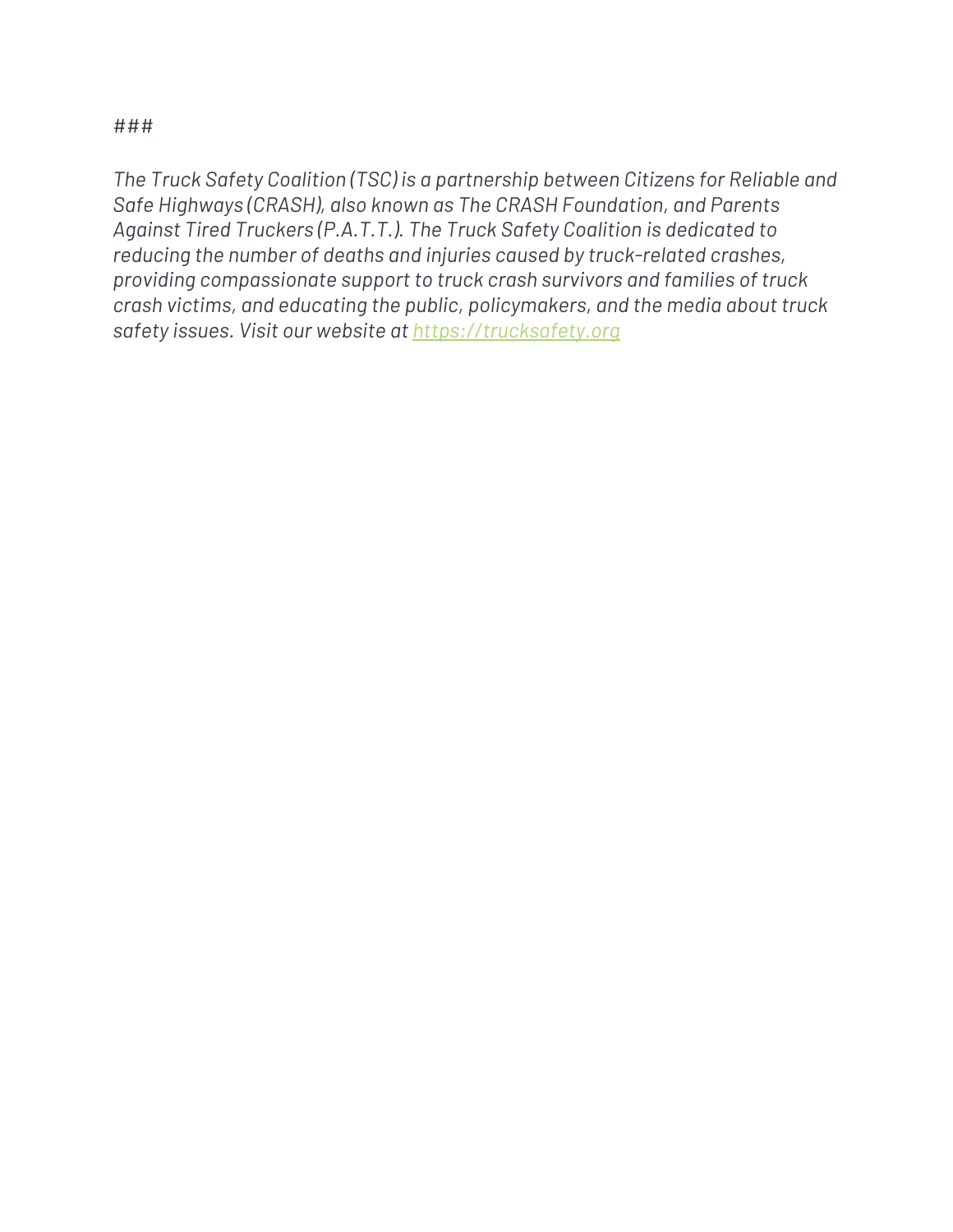###

*The Truck Safety Coalition (TSC) is a partnership between Citizens for Reliable and Safe Highways (CRASH), also known as The CRASH Foundation, and Parents Against Tired Truckers (P.A.T.T.). The Truck Safety Coalition is dedicated to reducing the number of deaths and injuries caused by truck-related crashes, providing compassionate support to truck crash survivors and families of truck crash victims, and educating the public, policymakers, and the media about truck safety issues. Visit our website at [https://trucksafety.org](https://trucksafety.org)*